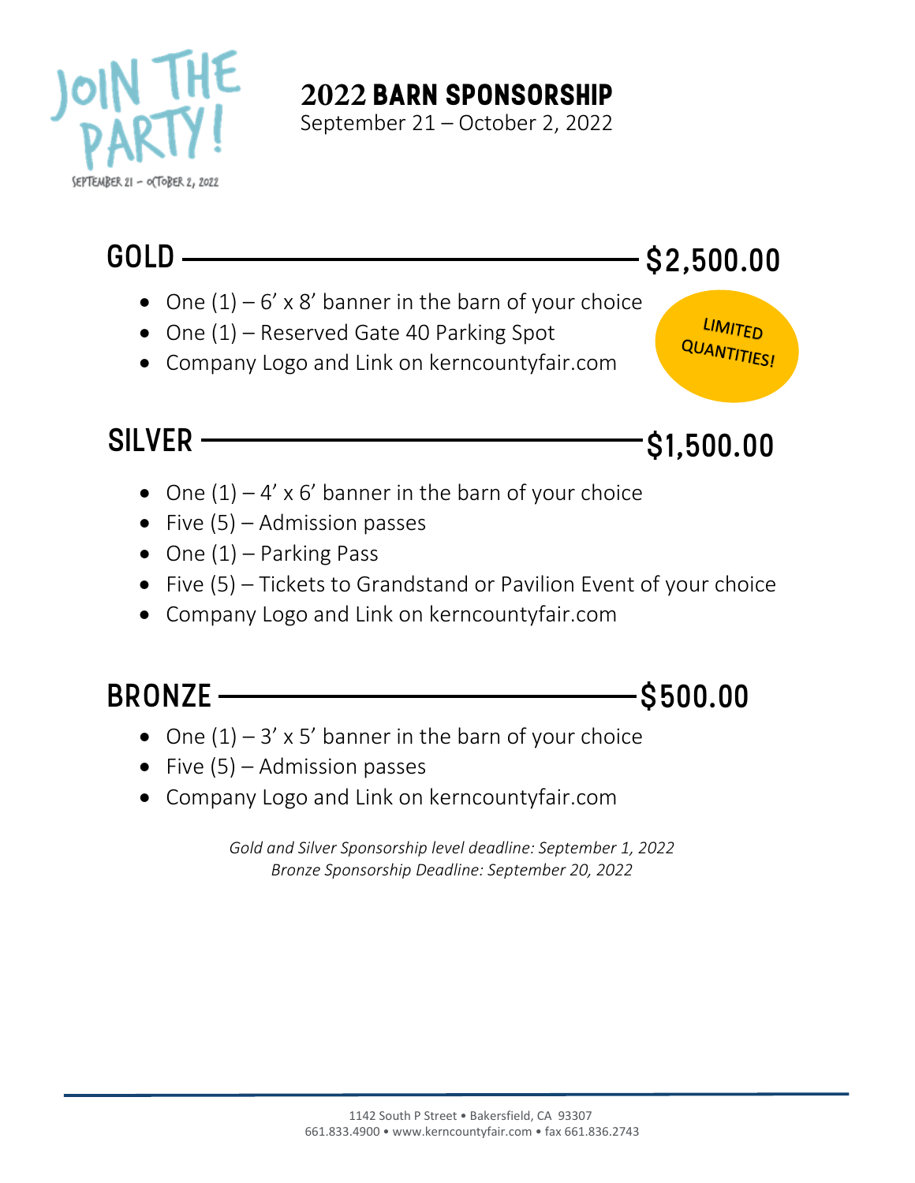JOIN THE PARTY!

SEPTEMBER 21 – OCTOBER 2, 2022

# 2022 BARN SPONSORSHIP

September 21 – October 2, 2022

## GOLD — $2,500.00

- One (1) – 6' x 8' banner in the barn of your choice
- One (1) – Reserved Gate 40 Parking Spot
- Company Logo and Link on kerncountyfair.com

LIMITED QUANTITIES!

## SILVER — $1,500.00

- One (1) – 4' x 6' banner in the barn of your choice
- Five (5) – Admission passes
- One (1) – Parking Pass
- Five (5) – Tickets to Grandstand or Pavilion Event of your choice
- Company Logo and Link on kerncountyfair.com

## BRONZE — $500.00

- One (1) – 3' x 5' banner in the barn of your choice
- Five (5) – Admission passes
- Company Logo and Link on kerncountyfair.com

*Gold and Silver Sponsorship level deadline: September 1, 2022*
*Bronze Sponsorship Deadline: September 20, 2022*

1142 South P Street • Bakersfield, CA 93307
661.833.4900 • www.kerncountyfair.com • fax 661.836.2743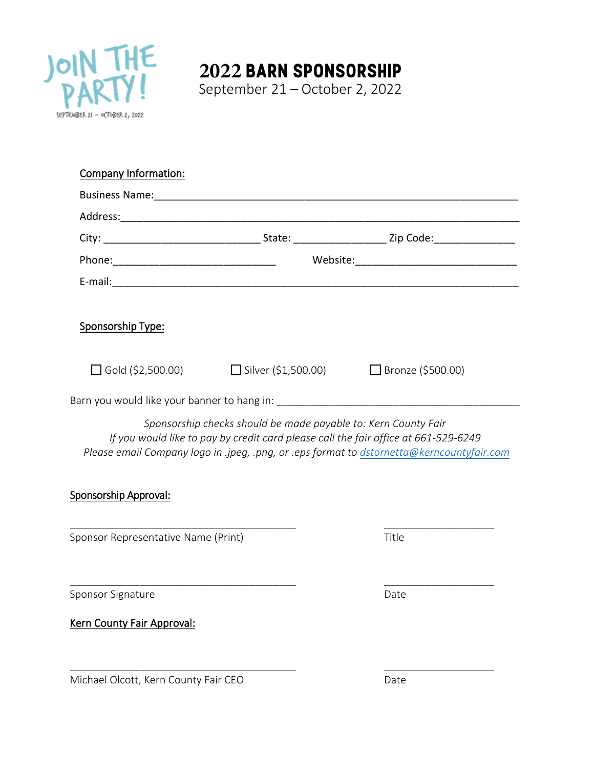JOIN THE PARTY!
SEPTEMBER 21 – OCTOBER 2, 2022

# 2022 BARN SPONSORSHIP

September 21 – October 2, 2022

**Company Information:**

Business Name:_______________________________________________________________

Address:_____________________________________________________________________

City: ___________________________ State: ________________ Zip Code:______________

Phone:_____________________________ Website:_____________________________

E-mail:_______________________________________________________________________

**Sponsorship Type:**

☐ Gold ($2,500.00) ☐ Silver ($1,500.00) ☐ Bronze ($500.00)

Barn you would like your banner to hang in: ____________________________________________

*Sponsorship checks should be made payable to: Kern County Fair*
*If you would like to pay by credit card please call the fair office at 661-529-6249*
*Please email Company logo in .jpeg, .png, or .eps format to dstornetta@kerncountyfair.com*

**Sponsorship Approval:**

_________________________________________ ____________________
Sponsor Representative Name (Print) Title

_________________________________________ ____________________
Sponsor Signature Date

**Kern County Fair Approval:**

_________________________________________ ____________________
Michael Olcott, Kern County Fair CEO Date